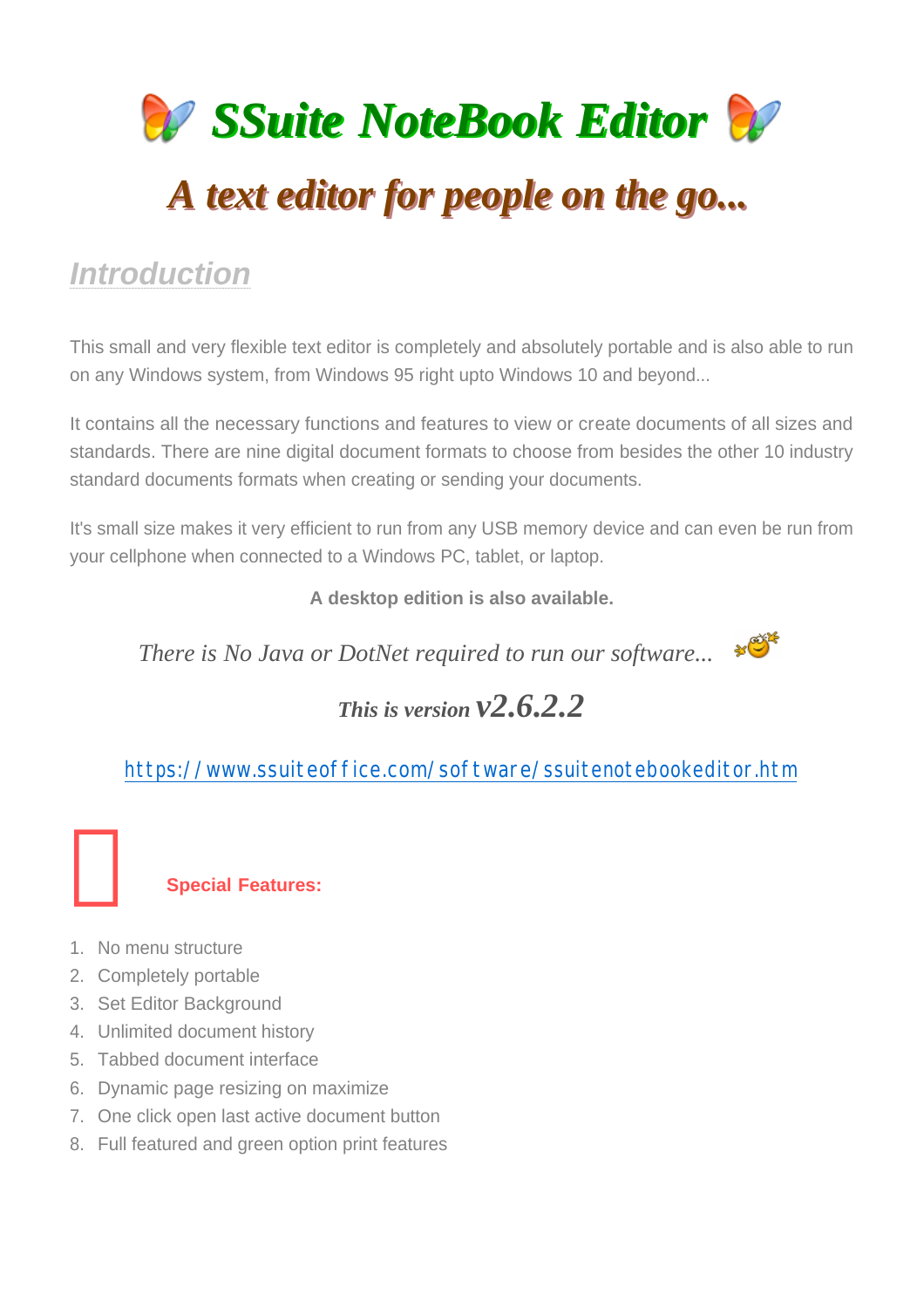# SSuite NoteBook Editor

## *A text editor for people on the go...*

## Introduction

This small and very flexible text editor is completely and absolutely portable and is also able to run on any Windows system, from Windows 95 right upto Windows 10 and beyond...

It contains all the necessary functions and features to view or create documents of all sizes and standards. There are nine digital document formats to choose from besides the other 10 industry standard documents formats when creating or sending your documents.

It's small size makes it very efficient to run from any USB memory device and can even be run from your cellphone when connected to a Windows PC, tablet, or laptop.

**A desktop edition is also available.**

*There is No Java or DotNet required to run our software...*

***This is version v2.6.2.2***

https://www.ssuiteoffice.com/software/ssuitenotebookeditor.htm

**Special Features:**

1. No menu structure
2. Completely portable
3. Set Editor Background
4. Unlimited document history
5. Tabbed document interface
6. Dynamic page resizing on maximize
7. One click open last active document button
8. Full featured and green option print features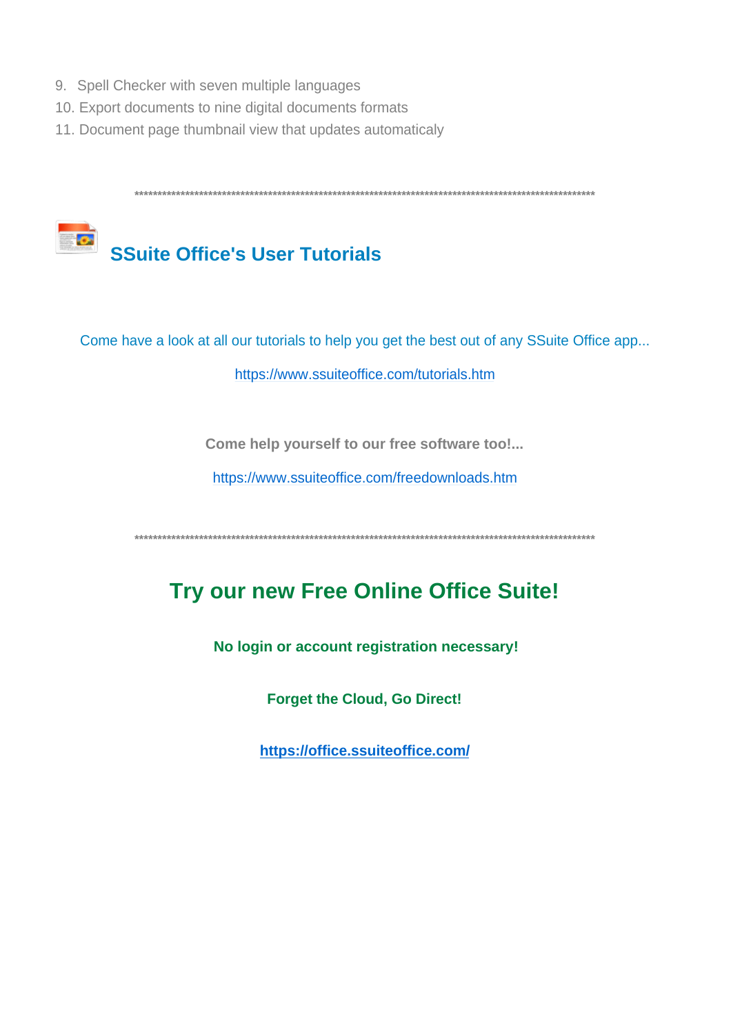9. Spell Checker with seven multiple languages
10. Export documents to nine digital documents formats
11. Document page thumbnail view that updates automaticaly

****************************************************************************************************

## SSuite Office's User Tutorials

Come have a look at all our tutorials to help you get the best out of any SSuite Office app...

https://www.ssuiteoffice.com/tutorials.htm

**Come help yourself to our free software too!...**

https://www.ssuiteoffice.com/freedownloads.htm

****************************************************************************************************

## Try our new Free Online Office Suite!

**No login or account registration necessary!**

**Forget the Cloud, Go Direct!**

**https://office.ssuiteoffice.com/**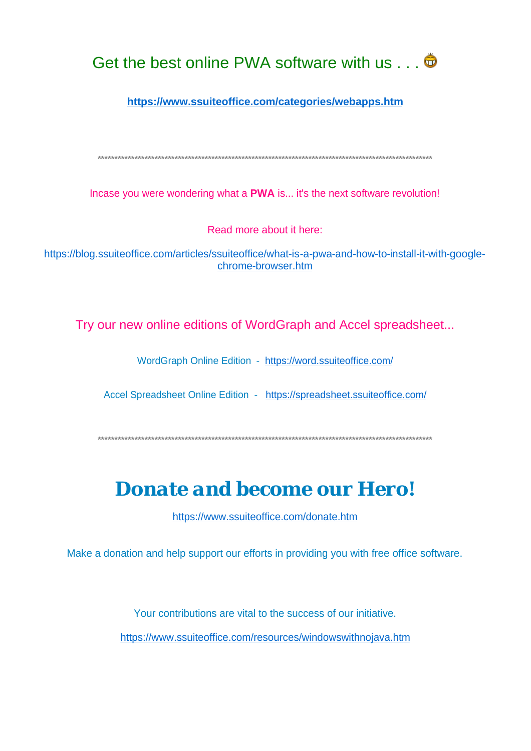Get the best online PWA software with us . . .

**https://www.ssuiteoffice.com/categories/webapps.htm**

****************************************************************************************************

Incase you were wondering what a **PWA** is... it's the next software revolution!

Read more about it here:

https://blog.ssuiteoffice.com/articles/ssuiteoffice/what-is-a-pwa-and-how-to-install-it-with-google-chrome-browser.htm

Try our new online editions of WordGraph and Accel spreadsheet...

WordGraph Online Edition - https://word.ssuiteoffice.com/

Accel Spreadsheet Online Edition - https://spreadsheet.ssuiteoffice.com/

****************************************************************************************************

# ***Donate and become our Hero!***

https://www.ssuiteoffice.com/donate.htm

Make a donation and help support our efforts in providing you with free office software.

Your contributions are vital to the success of our initiative.

https://www.ssuiteoffice.com/resources/windowswithnojava.htm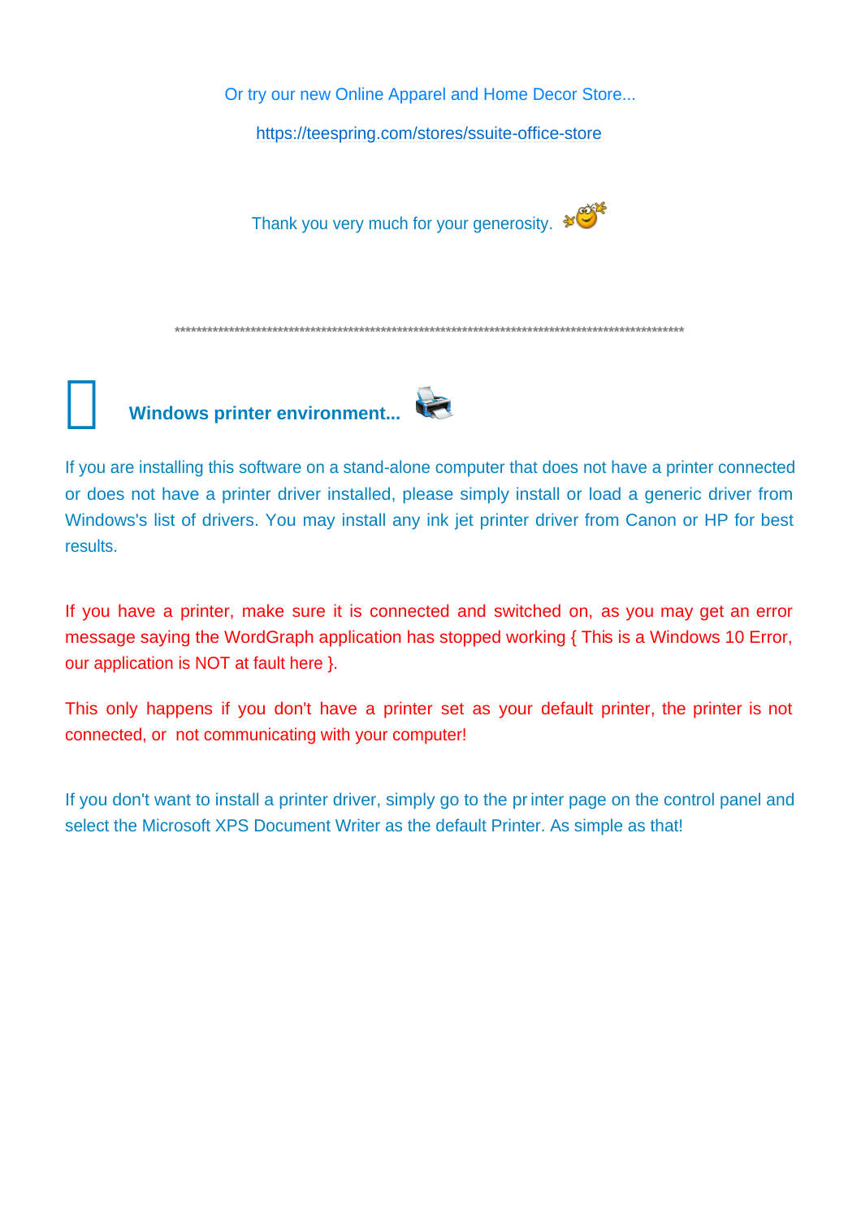Or try our new Online Apparel and Home Decor Store...

https://teespring.com/stores/ssuite-office-store

Thank you very much for your generosity.

*****************************************************************************************************

## Windows printer environment...

If you are installing this software on a stand-alone computer that does not have a printer connected or does not have a printer driver installed, please simply install or load a generic driver from Windows's list of drivers. You may install any ink jet printer driver from Canon or HP for best results.

If you have a printer, make sure it is connected and switched on, as you may get an error message saying the WordGraph application has stopped working { This is a Windows 10 Error, our application is NOT at fault here }.

This only happens if you don't have a printer set as your default printer, the printer is not connected, or not communicating with your computer!

If you don't want to install a printer driver, simply go to the pr inter page on the control panel and select the Microsoft XPS Document Writer as the default Printer. As simple as that!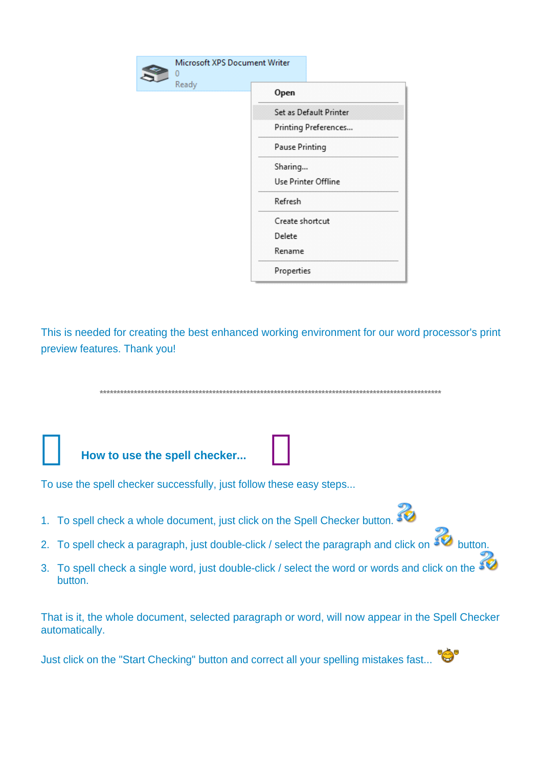Microsoft XPS Document Writer
0
Ready

Open
Set as Default Printer
Printing Preferences...
Pause Printing
Sharing...
Use Printer Offline
Refresh
Create shortcut
Delete
Rename
Properties

This is needed for creating the best enhanced working environment for our word processor's print preview features. Thank you!

*****************************************************************************************************************

### How to use the spell checker...

To use the spell checker successfully, just follow these easy steps...

1. To spell check a whole document, just click on the Spell Checker button.
2. To spell check a paragraph, just double-click / select the paragraph and click on button.
3. To spell check a single word, just double-click / select the word or words and click on the button.

That is it, the whole document, selected paragraph or word, will now appear in the Spell Checker automatically.

Just click on the "Start Checking" button and correct all your spelling mistakes fast...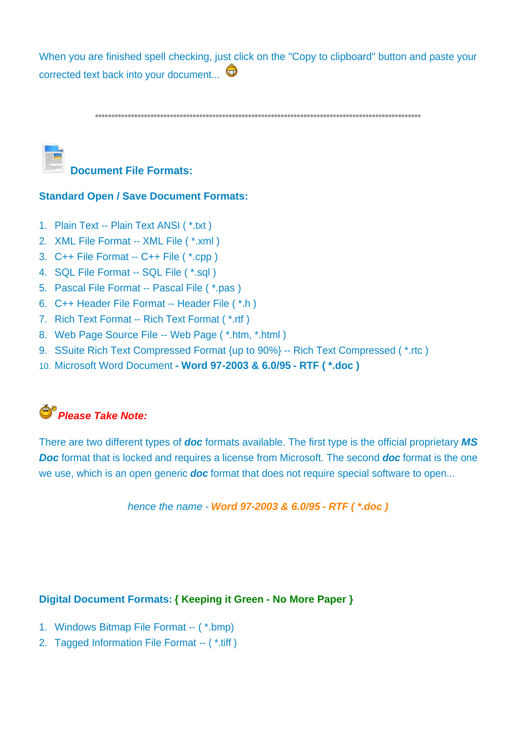When you are finished spell checking, just click on the "Copy to clipboard" button and paste your corrected text back into your document...

****************************************************************************************************

## Document File Formats:

### Standard Open / Save Document Formats:

1. Plain Text -- Plain Text ANSI ( *.txt )
2. XML File Format -- XML File ( *.xml )
3. C++ File Format -- C++ File ( *.cpp )
4. SQL File Format -- SQL File ( *.sql )
5. Pascal File Format -- Pascal File ( *.pas )
6. C++ Header File Format -- Header File ( *.h )
7. Rich Text Format -- Rich Text Format ( *.rtf )
8. Web Page Source File -- Web Page ( *.htm, *.html )
9. SSuite Rich Text Compressed Format {up to 90%} -- Rich Text Compressed ( *.rtc )
10. Microsoft Word Document **- Word 97-2003 & 6.0/95 - RTF ( *.doc )**

***Please Take Note:***

There are two different types of ***doc*** formats available. The first type is the official proprietary ***MS Doc*** format that is locked and requires a license from Microsoft. The second ***doc*** format is the one we use, which is an open generic ***doc*** format that does not require special software to open...

*hence the name - **Word 97-2003 & 6.0/95 - RTF ( *.doc )***

### Digital Document Formats: { Keeping it Green - No More Paper }

1. Windows Bitmap File Format -- ( *.bmp)
2. Tagged Information File Format -- ( *.tiff )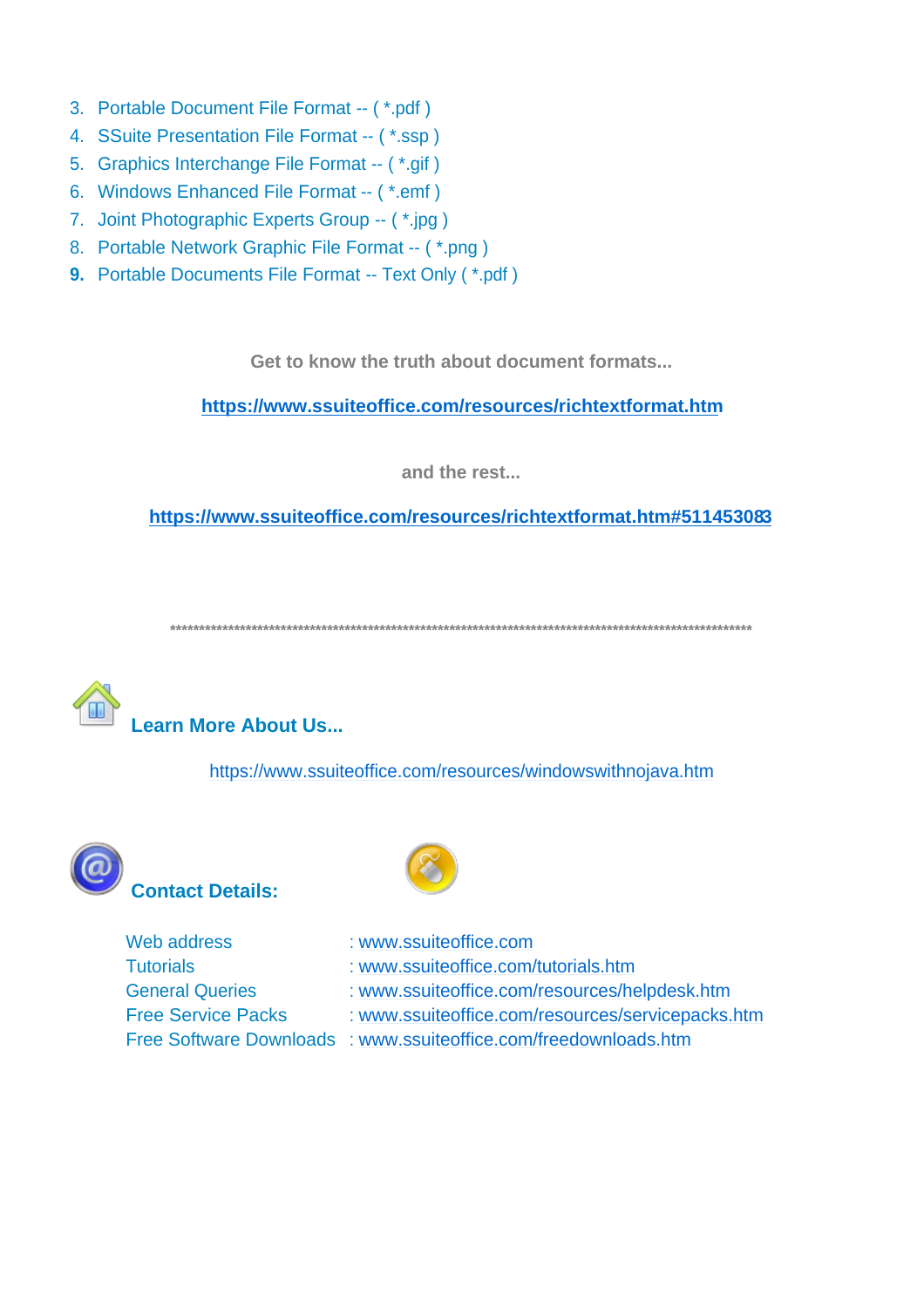3. Portable Document File Format -- ( *.pdf )
4. SSuite Presentation File Format -- ( *.ssp )
5. Graphics Interchange File Format -- ( *.gif )
6. Windows Enhanced File Format -- ( *.emf )
7. Joint Photographic Experts Group -- ( *.jpg )
8. Portable Network Graphic File Format -- ( *.png )
9. Portable Documents File Format -- Text Only ( *.pdf )

**Get to know the truth about document formats...**

**https://www.ssuiteoffice.com/resources/richtextformat.htm**

**and the rest...**

**https://www.ssuiteoffice.com/resources/richtextformat.htm#511453083**

****************************************************************************************************

### Learn More About Us...

https://www.ssuiteoffice.com/resources/windowswithnojava.htm

### Contact Details:

| | |
|---|---|
| Web address | : www.ssuiteoffice.com |
| Tutorials | : www.ssuiteoffice.com/tutorials.htm |
| General Queries | : www.ssuiteoffice.com/resources/helpdesk.htm |
| Free Service Packs | : www.ssuiteoffice.com/resources/servicepacks.htm |
| Free Software Downloads | : www.ssuiteoffice.com/freedownloads.htm |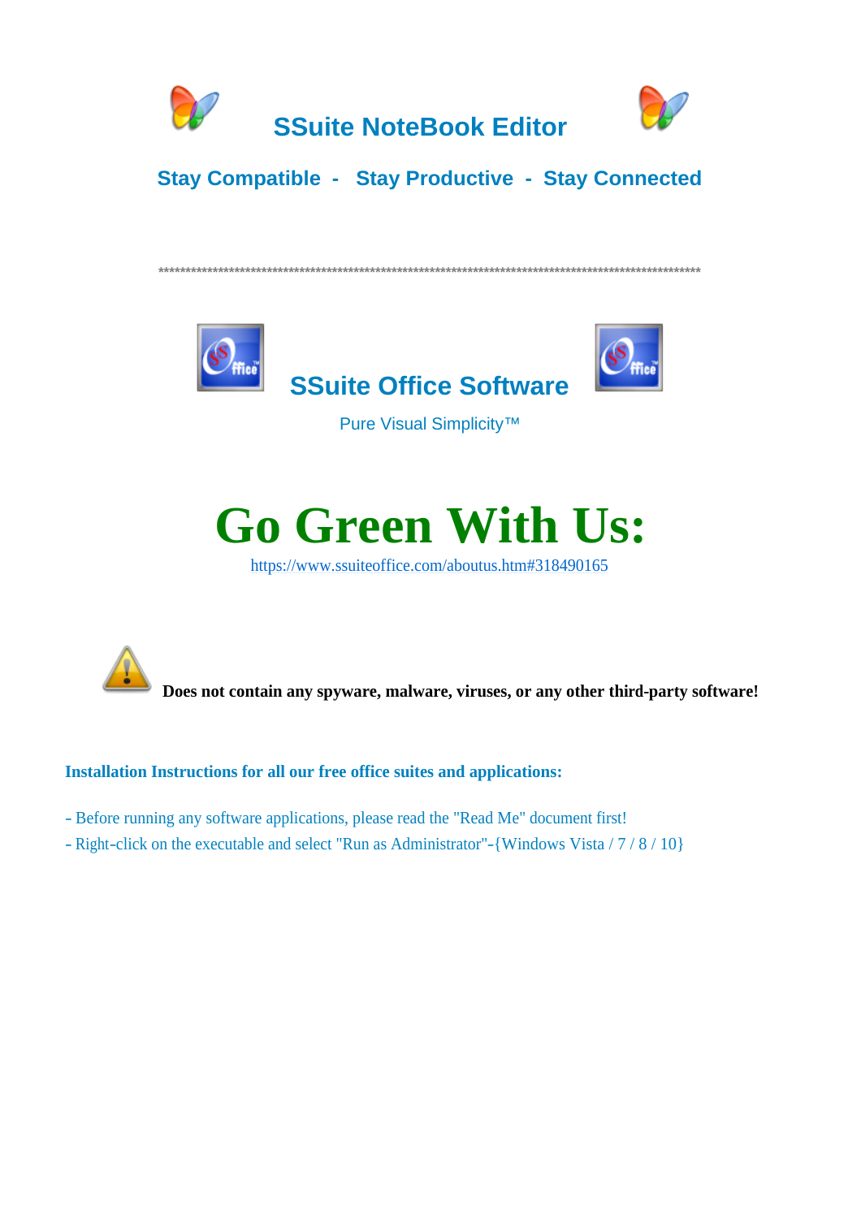# SSuite NoteBook Editor

**Stay Compatible - Stay Productive - Stay Connected**

****************************************************************************************************

## SSuite Office Software

Pure Visual Simplicity™

# Go Green With Us:

https://www.ssuiteoffice.com/aboutus.htm#318490165

**Does not contain any spyware, malware, viruses, or any other third-party software!**

**Installation Instructions for all our free office suites and applications:**

- Before running any software applications, please read the "Read Me" document first!
- Right-click on the executable and select "Run as Administrator"-{Windows Vista / 7 / 8 / 10}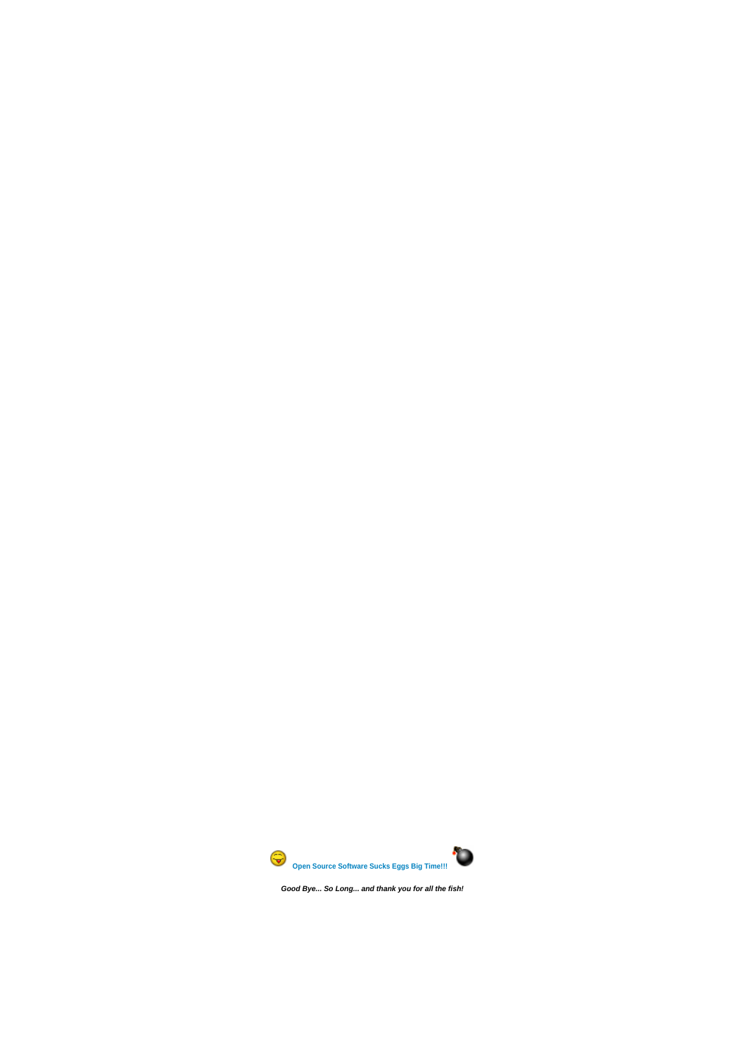Open Source Software Sucks Eggs Big Time!!!

***Good Bye... So Long... and thank you for all the fish!***